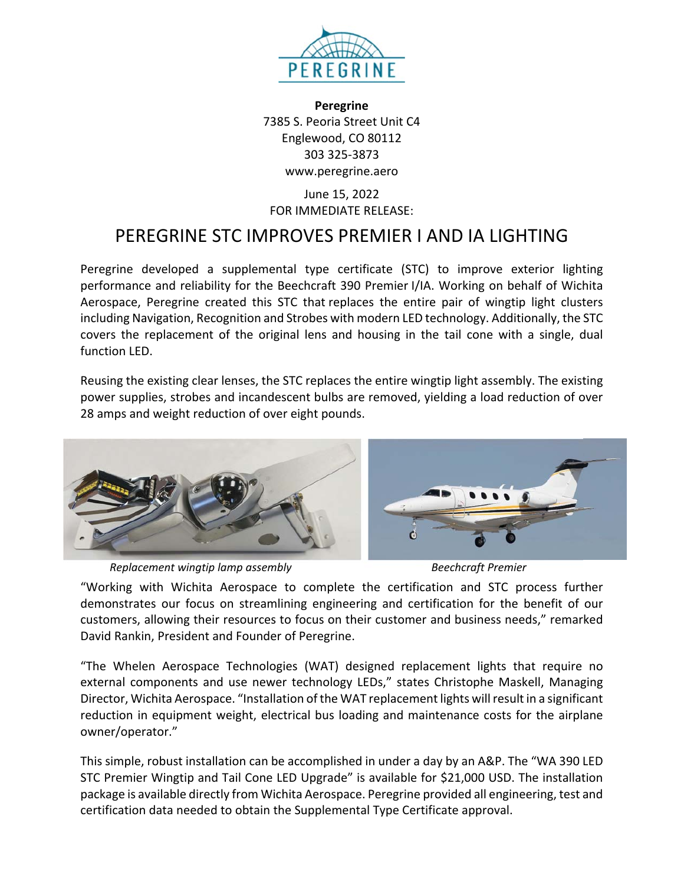**Peregrine**
7385 S. Peoria Street Unit C4
Englewood, CO 80112
303 325-3873
www.peregrine.aero

June 15, 2022
FOR IMMEDIATE RELEASE:

# PEREGRINE STC IMPROVES PREMIER I AND IA LIGHTING

Peregrine developed a supplemental type certificate (STC) to improve exterior lighting performance and reliability for the Beechcraft 390 Premier I/IA. Working on behalf of Wichita Aerospace, Peregrine created this STC that replaces the entire pair of wingtip light clusters including Navigation, Recognition and Strobes with modern LED technology. Additionally, the STC covers the replacement of the original lens and housing in the tail cone with a single, dual function LED.

Reusing the existing clear lenses, the STC replaces the entire wingtip light assembly. The existing power supplies, strobes and incandescent bulbs are removed, yielding a load reduction of over 28 amps and weight reduction of over eight pounds.

*Replacement wingtip lamp assembly*

*Beechcraft Premier*

"Working with Wichita Aerospace to complete the certification and STC process further demonstrates our focus on streamlining engineering and certification for the benefit of our customers, allowing their resources to focus on their customer and business needs," remarked David Rankin, President and Founder of Peregrine.

"The Whelen Aerospace Technologies (WAT) designed replacement lights that require no external components and use newer technology LEDs," states Christophe Maskell, Managing Director, Wichita Aerospace. "Installation of the WAT replacement lights will result in a significant reduction in equipment weight, electrical bus loading and maintenance costs for the airplane owner/operator."

This simple, robust installation can be accomplished in under a day by an A&P. The "WA 390 LED STC Premier Wingtip and Tail Cone LED Upgrade" is available for $21,000 USD. The installation package is available directly from Wichita Aerospace. Peregrine provided all engineering, test and certification data needed to obtain the Supplemental Type Certificate approval.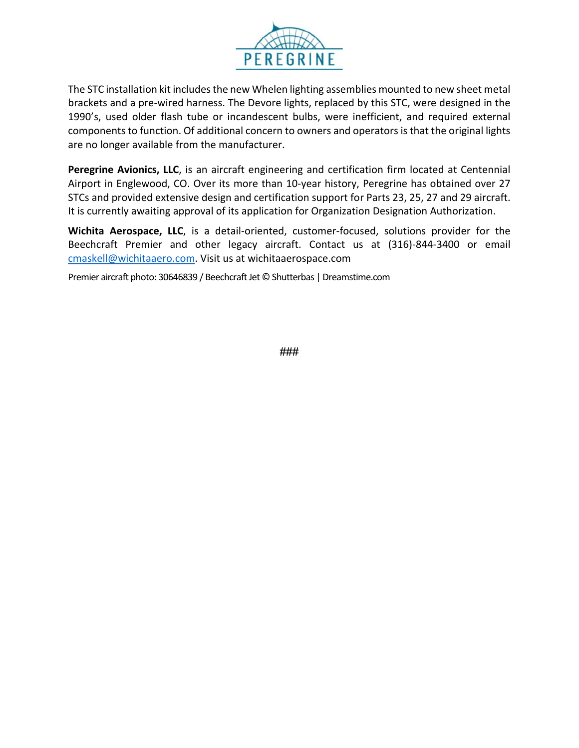PEREGRINE

The STC installation kit includes the new Whelen lighting assemblies mounted to new sheet metal brackets and a pre-wired harness. The Devore lights, replaced by this STC, were designed in the 1990's, used older flash tube or incandescent bulbs, were inefficient, and required external components to function. Of additional concern to owners and operators is that the original lights are no longer available from the manufacturer.

**Peregrine Avionics, LLC**, is an aircraft engineering and certification firm located at Centennial Airport in Englewood, CO. Over its more than 10-year history, Peregrine has obtained over 27 STCs and provided extensive design and certification support for Parts 23, 25, 27 and 29 aircraft. It is currently awaiting approval of its application for Organization Designation Authorization.

**Wichita Aerospace, LLC**, is a detail-oriented, customer-focused, solutions provider for the Beechcraft Premier and other legacy aircraft. Contact us at (316)-844-3400 or email cmaskell@wichitaaero.com. Visit us at wichitaaerospace.com

Premier aircraft photo: 30646839 / Beechcraft Jet © Shutterbas | Dreamstime.com

###